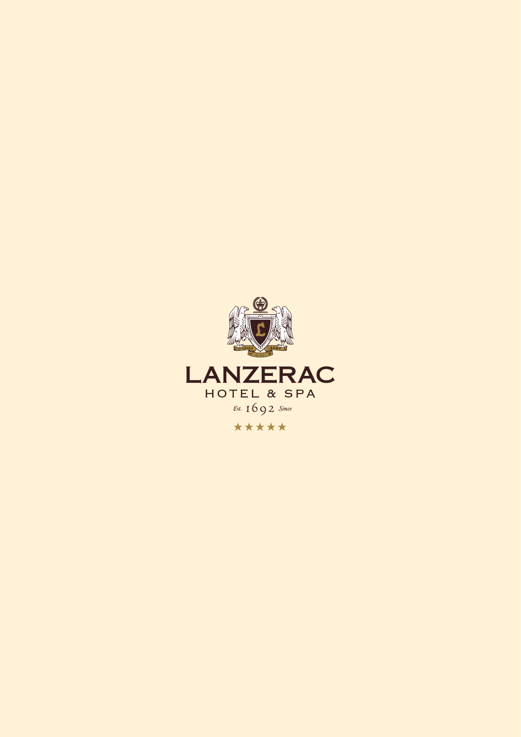# LANZERAC

HOTEL & SPA

*Est.* 1692 *Since*

★★★★★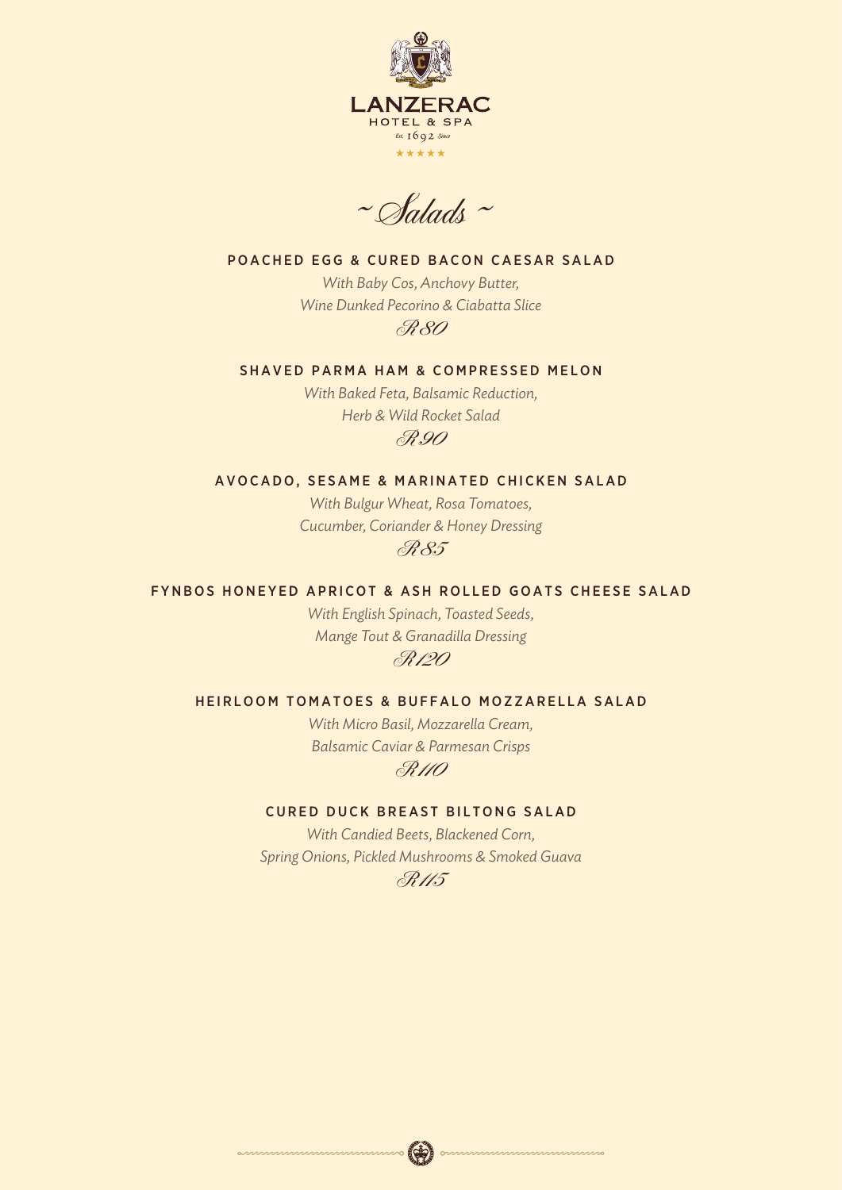LANZERAC
HOTEL & SPA
Est. 1692 Since
★★★★★

# ~ Salads ~

### POACHED EGG & CURED BACON CAESAR SALAD

*With Baby Cos, Anchovy Butter,*
*Wine Dunked Pecorino & Ciabatta Slice*

R80

### SHAVED PARMA HAM & COMPRESSED MELON

*With Baked Feta, Balsamic Reduction,*
*Herb & Wild Rocket Salad*

R90

### AVOCADO, SESAME & MARINATED CHICKEN SALAD

*With Bulgur Wheat, Rosa Tomatoes,*
*Cucumber, Coriander & Honey Dressing*

R85

### FYNBOS HONEYED APRICOT & ASH ROLLED GOATS CHEESE SALAD

*With English Spinach, Toasted Seeds,*
*Mange Tout & Granadilla Dressing*

R120

### HEIRLOOM TOMATOES & BUFFALO MOZZARELLA SALAD

*With Micro Basil, Mozzarella Cream,*
*Balsamic Caviar & Parmesan Crisps*

R110

### CURED DUCK BREAST BILTONG SALAD

*With Candied Beets, Blackened Corn,*
*Spring Onions, Pickled Mushrooms & Smoked Guava*

R115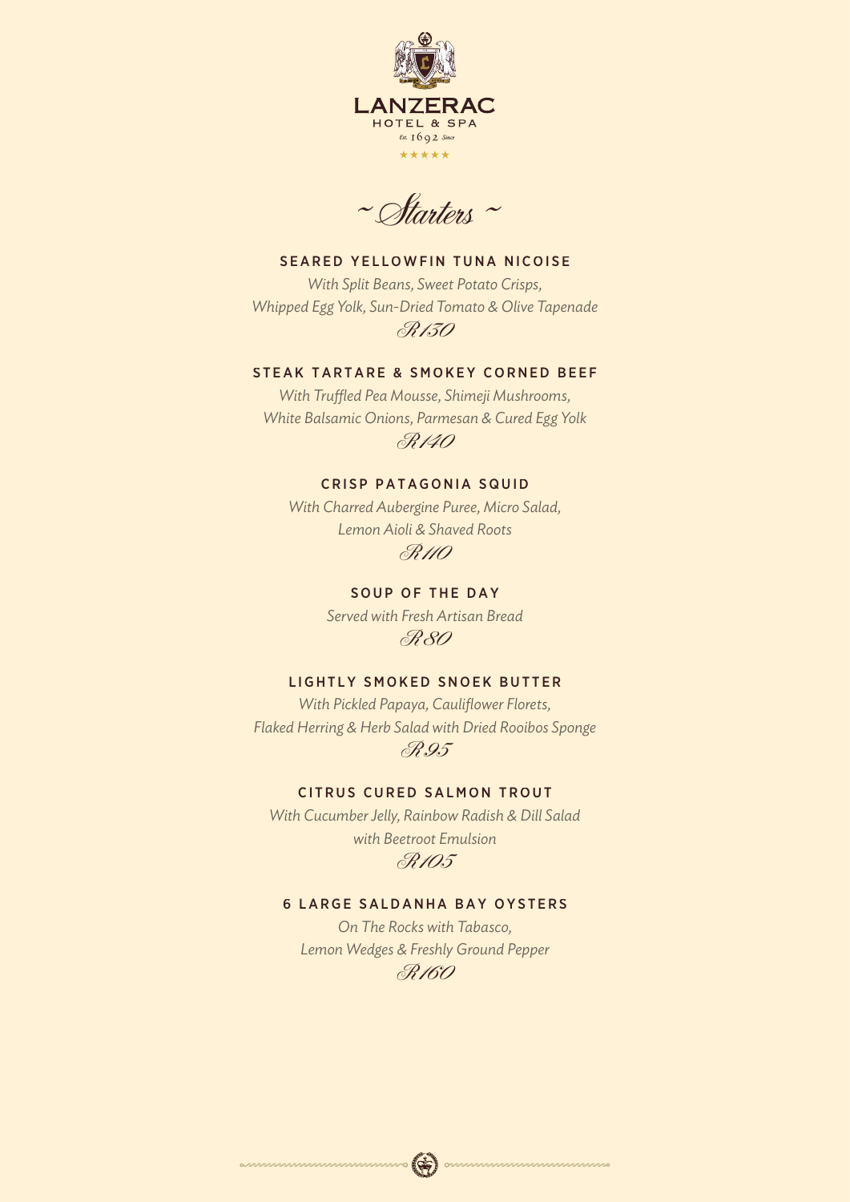LANZERAC

HOTEL & SPA

Est. 1692 Since

★★★★★

# ~ Starters ~

### SEARED YELLOWFIN TUNA NICOISE

*With Split Beans, Sweet Potato Crisps,*
*Whipped Egg Yolk, Sun-Dried Tomato & Olive Tapenade*

R130

### STEAK TARTARE & SMOKEY CORNED BEEF

*With Truffled Pea Mousse, Shimeji Mushrooms,*
*White Balsamic Onions, Parmesan & Cured Egg Yolk*

R140

### CRISP PATAGONIA SQUID

*With Charred Aubergine Puree, Micro Salad,*
*Lemon Aioli & Shaved Roots*

R110

### SOUP OF THE DAY

*Served with Fresh Artisan Bread*

R80

### LIGHTLY SMOKED SNOEK BUTTER

*With Pickled Papaya, Cauliflower Florets,*
*Flaked Herring & Herb Salad with Dried Rooibos Sponge*

R95

### CITRUS CURED SALMON TROUT

*With Cucumber Jelly, Rainbow Radish & Dill Salad*
*with Beetroot Emulsion*

R105

### 6 LARGE SALDANHA BAY OYSTERS

*On The Rocks with Tabasco,*
*Lemon Wedges & Freshly Ground Pepper*

R160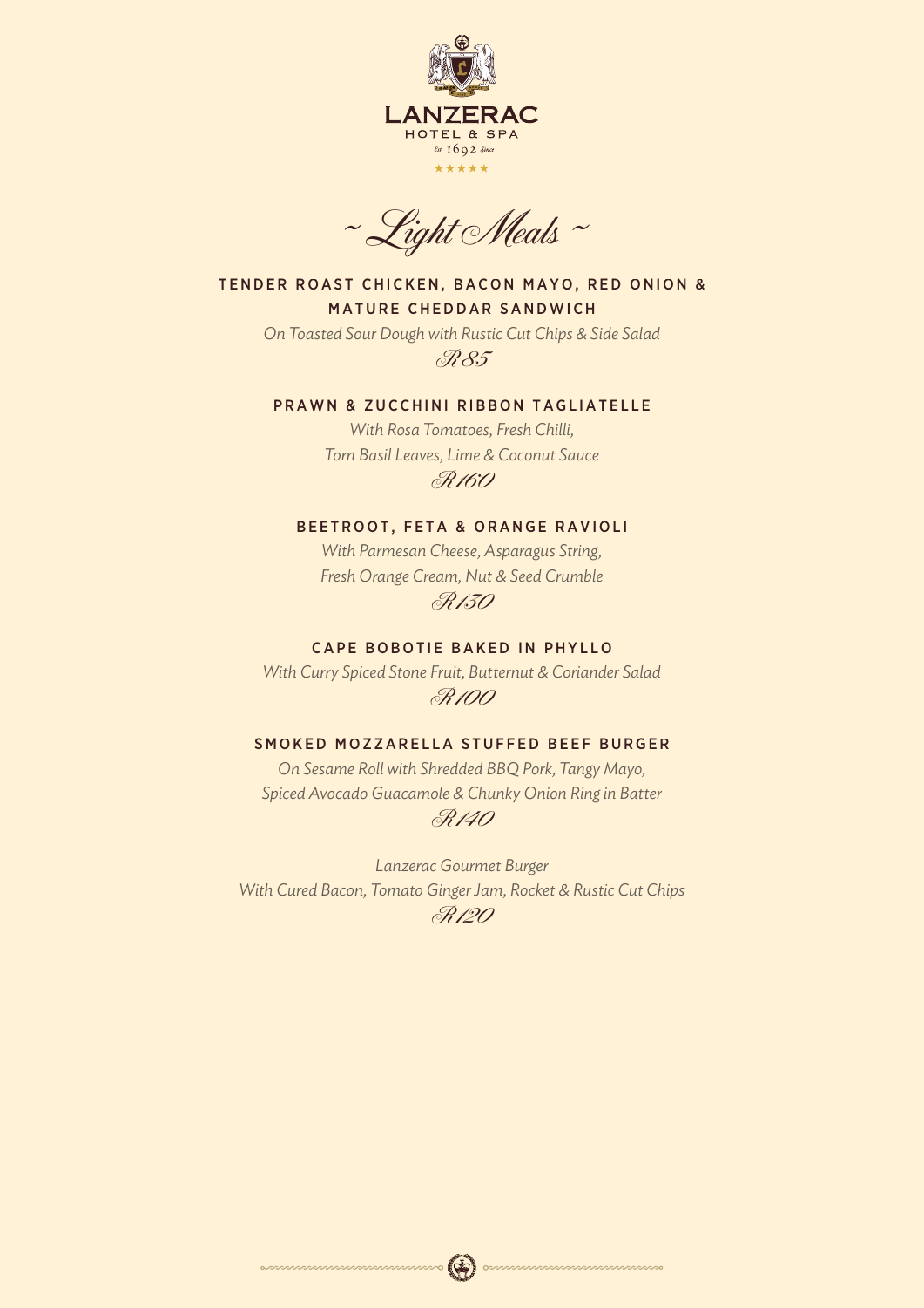LANZERAC
HOTEL & SPA
Est. 1692 Since
★★★★★

# ~ Light Meals ~

### TENDER ROAST CHICKEN, BACON MAYO, RED ONION & MATURE CHEDDAR SANDWICH

*On Toasted Sour Dough with Rustic Cut Chips & Side Salad*

R85

### PRAWN & ZUCCHINI RIBBON TAGLIATELLE

*With Rosa Tomatoes, Fresh Chilli,*
*Torn Basil Leaves, Lime & Coconut Sauce*

R160

### BEETROOT, FETA & ORANGE RAVIOLI

*With Parmesan Cheese, Asparagus String,*
*Fresh Orange Cream, Nut & Seed Crumble*

R130

### CAPE BOBOTIE BAKED IN PHYLLO

*With Curry Spiced Stone Fruit, Butternut & Coriander Salad*

R100

### SMOKED MOZZARELLA STUFFED BEEF BURGER

*On Sesame Roll with Shredded BBQ Pork, Tangy Mayo,*
*Spiced Avocado Guacamole & Chunky Onion Ring in Batter*

R140

*Lanzerac Gourmet Burger*
*With Cured Bacon, Tomato Ginger Jam, Rocket & Rustic Cut Chips*

R120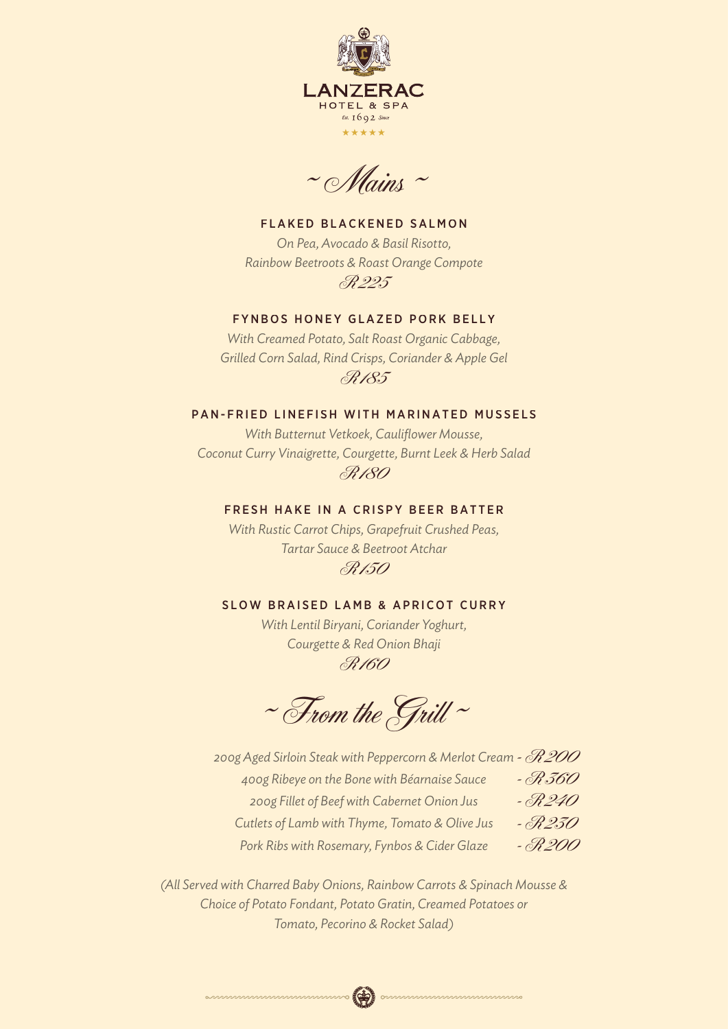LANZERAC
HOTEL & SPA
Est. 1692 Since
★★★★★

## ~ Mains ~

### FLAKED BLACKENED SALMON

*On Pea, Avocado & Basil Risotto,*
*Rainbow Beetroots & Roast Orange Compote*

R225

### FYNBOS HONEY GLAZED PORK BELLY

*With Creamed Potato, Salt Roast Organic Cabbage,*
*Grilled Corn Salad, Rind Crisps, Coriander & Apple Gel*

R185

### PAN-FRIED LINEFISH WITH MARINATED MUSSELS

*With Butternut Vetkoek, Cauliflower Mousse,*
*Coconut Curry Vinaigrette, Courgette, Burnt Leek & Herb Salad*

R180

### FRESH HAKE IN A CRISPY BEER BATTER

*With Rustic Carrot Chips, Grapefruit Crushed Peas,*
*Tartar Sauce & Beetroot Atchar*

R150

### SLOW BRAISED LAMB & APRICOT CURRY

*With Lentil Biryani, Coriander Yoghurt,*
*Courgette & Red Onion Bhaji*

R160

## ~ From the Grill ~

*200g Aged Sirloin Steak with Peppercorn & Merlot Cream* - R200
*400g Ribeye on the Bone with Béarnaise Sauce* - R360
*200g Fillet of Beef with Cabernet Onion Jus* - R240
*Cutlets of Lamb with Thyme, Tomato & Olive Jus* - R230
*Pork Ribs with Rosemary, Fynbos & Cider Glaze* - R200

*(All Served with Charred Baby Onions, Rainbow Carrots & Spinach Mousse &*
*Choice of Potato Fondant, Potato Gratin, Creamed Potatoes or*
*Tomato, Pecorino & Rocket Salad)*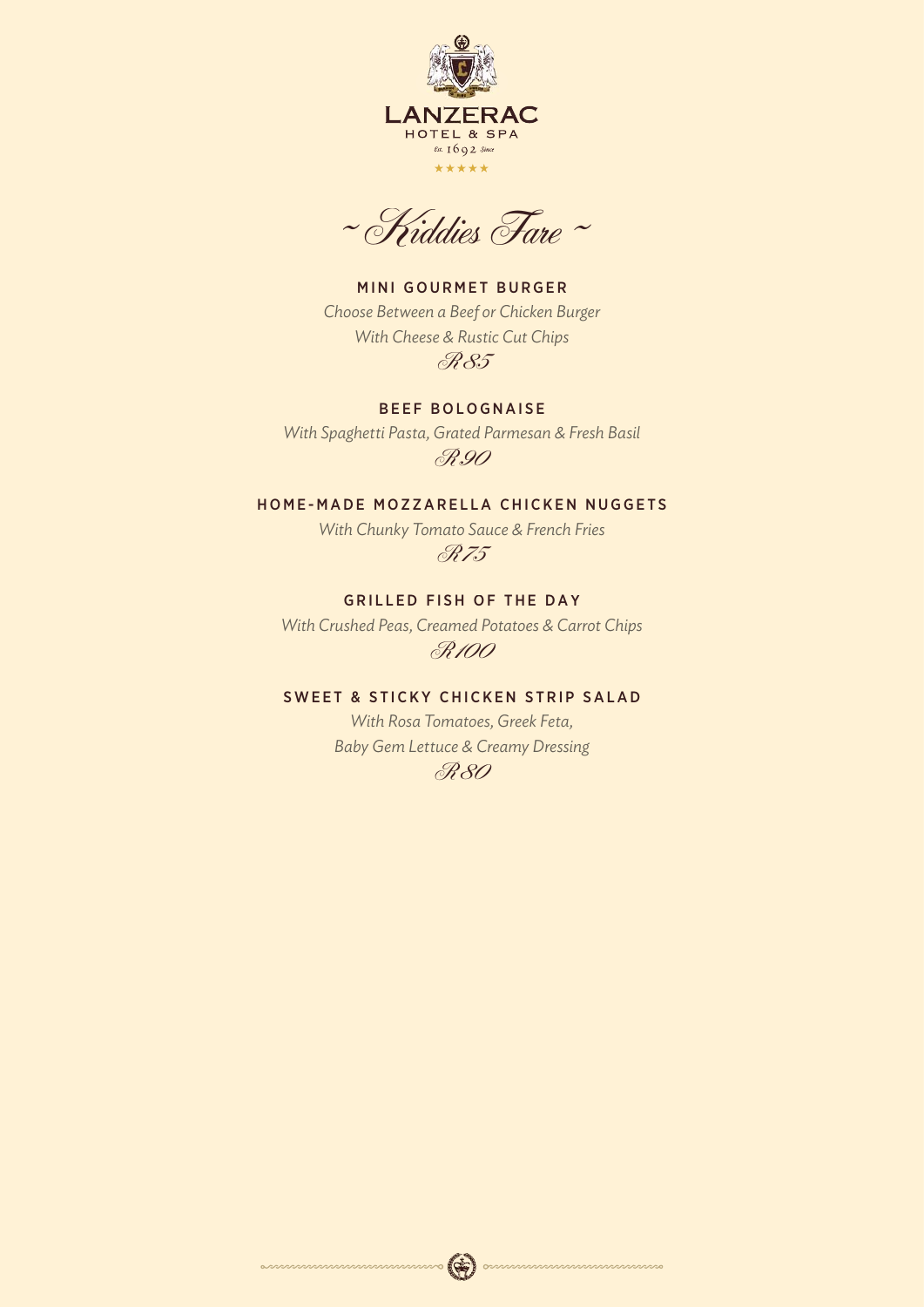LANZERAC
HOTEL & SPA
Est. 1692 Since
★★★★★

# ~ Kiddies Fare ~

### MINI GOURMET BURGER

*Choose Between a Beef or Chicken Burger*
*With Cheese & Rustic Cut Chips*

R85

### BEEF BOLOGNAISE

*With Spaghetti Pasta, Grated Parmesan & Fresh Basil*

R90

### HOME-MADE MOZZARELLA CHICKEN NUGGETS

*With Chunky Tomato Sauce & French Fries*

R75

### GRILLED FISH OF THE DAY

*With Crushed Peas, Creamed Potatoes & Carrot Chips*

R100

### SWEET & STICKY CHICKEN STRIP SALAD

*With Rosa Tomatoes, Greek Feta,*
*Baby Gem Lettuce & Creamy Dressing*

R80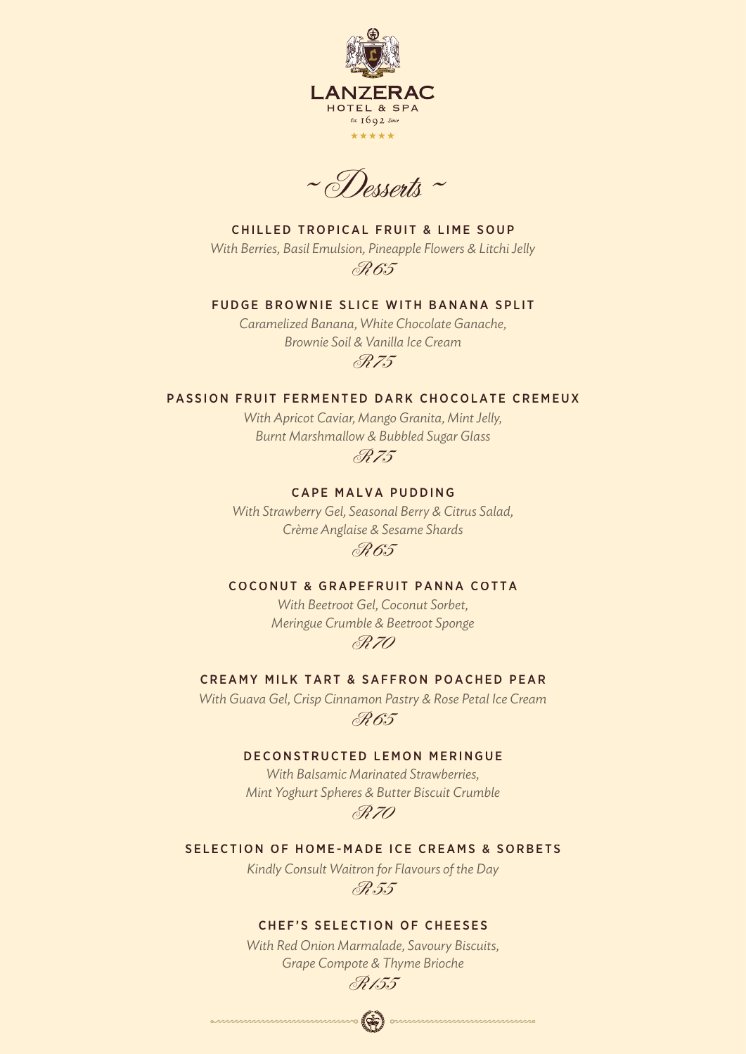LANZERAC

HOTEL & SPA

Est. 1692 Since

★★★★★

# ~ Desserts ~

## CHILLED TROPICAL FRUIT & LIME SOUP

*With Berries, Basil Emulsion, Pineapple Flowers & Litchi Jelly*

R65

## FUDGE BROWNIE SLICE WITH BANANA SPLIT

*Caramelized Banana, White Chocolate Ganache, Brownie Soil & Vanilla Ice Cream*

R75

## PASSION FRUIT FERMENTED DARK CHOCOLATE CREMEUX

*With Apricot Caviar, Mango Granita, Mint Jelly, Burnt Marshmallow & Bubbled Sugar Glass*

R75

## CAPE MALVA PUDDING

*With Strawberry Gel, Seasonal Berry & Citrus Salad, Crème Anglaise & Sesame Shards*

R65

## COCONUT & GRAPEFRUIT PANNA COTTA

*With Beetroot Gel, Coconut Sorbet, Meringue Crumble & Beetroot Sponge*

R70

## CREAMY MILK TART & SAFFRON POACHED PEAR

*With Guava Gel, Crisp Cinnamon Pastry & Rose Petal Ice Cream*

R65

## DECONSTRUCTED LEMON MERINGUE

*With Balsamic Marinated Strawberries, Mint Yoghurt Spheres & Butter Biscuit Crumble*

R70

## SELECTION OF HOME-MADE ICE CREAMS & SORBETS

*Kindly Consult Waitron for Flavours of the Day*

R55

## CHEF'S SELECTION OF CHEESES

*With Red Onion Marmalade, Savoury Biscuits, Grape Compote & Thyme Brioche*

R155